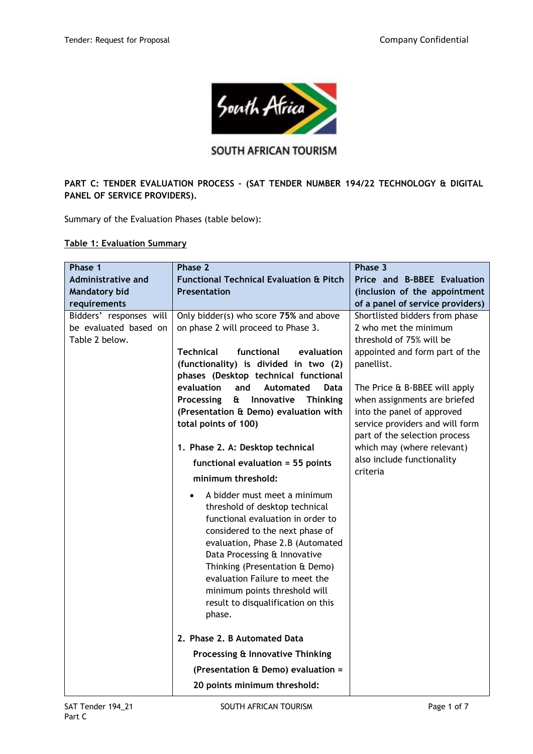**PART C: TENDER EVALUATION PROCESS – (SAT TENDER NUMBER 194/22 TECHNOLOGY & DIGITAL PANEL OF SERVICE PROVIDERS).**

Summary of the Evaluation Phases (table below):

**Table 1: Evaluation Summary**

| **Phase 1**<br>**Administrative and Mandatory bid requirements** | **Phase 2**<br>**Functional Technical Evaluation & Pitch Presentation** | **Phase 3**<br>**Price and B-BBEE Evaluation (inclusion of the appointment of a panel of service providers)** |
|---|---|---|
| Bidders' responses will be evaluated based on Table 2 below. | Only bidder(s) who score **75%** and above on phase 2 will proceed to Phase 3.<br><br>**Technical functional evaluation (functionality) is divided in two (2) phases (Desktop technical functional evaluation and Automated Data Processing & Innovative Thinking (Presentation & Demo) evaluation with total points of 100)**<br><br>1. **Phase 2. A: Desktop technical functional evaluation = 55 points minimum threshold:**<br>• A bidder must meet a minimum threshold of desktop technical functional evaluation in order to considered to the next phase of evaluation, Phase 2.B (Automated Data Processing & Innovative Thinking (Presentation & Demo) evaluation Failure to meet the minimum points threshold will result to disqualification on this phase.<br><br>2. **Phase 2. B Automated Data Processing & Innovative Thinking (Presentation & Demo) evaluation = 20 points minimum threshold:** | Shortlisted bidders from phase 2 who met the minimum threshold of 75% will be appointed and form part of the panellist.<br><br>The Price & B-BBEE will apply when assignments are briefed into the panel of approved service providers and will form part of the selection process which may (where relevant) also include functionality criteria |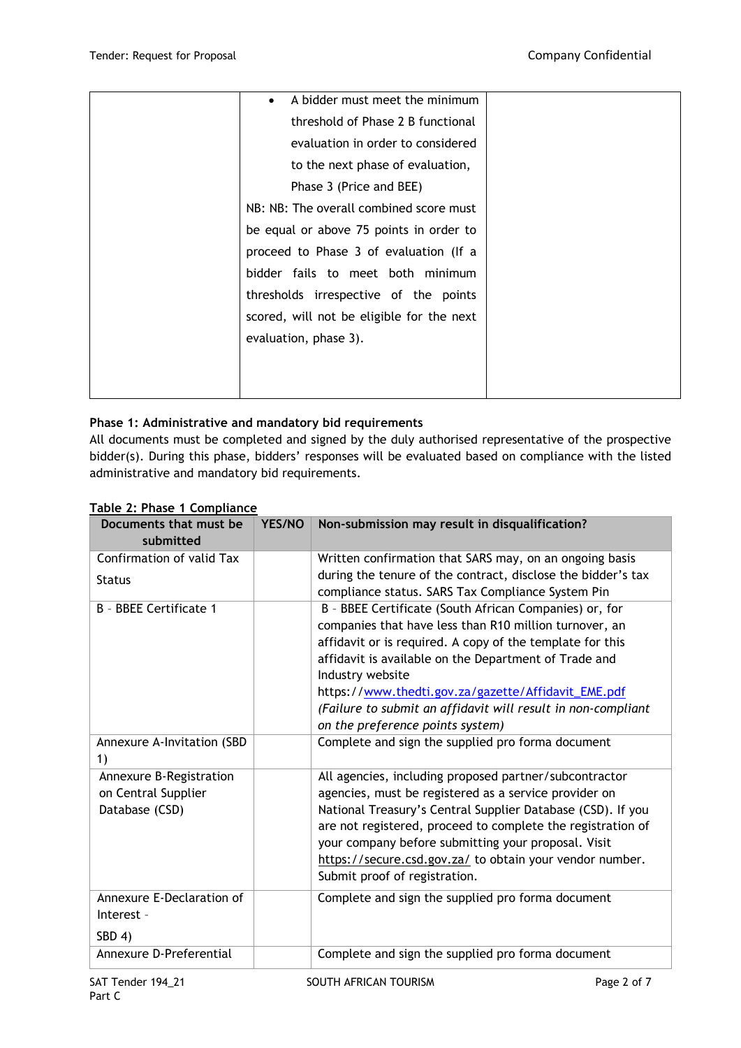| | | |
|---|---|---|
| | • A bidder must meet the minimum threshold of Phase 2 B functional evaluation in order to considered to the next phase of evaluation, Phase 3 (Price and BEE)<br>NB: NB: The overall combined score must be equal or above 75 points in order to proceed to Phase 3 of evaluation (If a bidder fails to meet both minimum thresholds irrespective of the points scored, will not be eligible for the next evaluation, phase 3). | |

**Phase 1: Administrative and mandatory bid requirements**

All documents must be completed and signed by the duly authorised representative of the prospective bidder(s). During this phase, bidders' responses will be evaluated based on compliance with the listed administrative and mandatory bid requirements.

**Table 2: Phase 1 Compliance**

| Documents that must be submitted | YES/NO | Non-submission may result in disqualification? |
|---|---|---|
| Confirmation of valid Tax Status | | Written confirmation that SARS may, on an ongoing basis during the tenure of the contract, disclose the bidder's tax compliance status. SARS Tax Compliance System Pin |
| B - BBEE Certificate 1 | | B - BBEE Certificate (South African Companies) or, for companies that have less than R10 million turnover, an affidavit or is required. A copy of the template for this affidavit is available on the Department of Trade and Industry website https://www.thedti.gov.za/gazette/Affidavit_EME.pdf *(Failure to submit an affidavit will result in non-compliant on the preference points system)* |
| Annexure A-Invitation (SBD 1) | | Complete and sign the supplied pro forma document |
| Annexure B-Registration on Central Supplier Database (CSD) | | All agencies, including proposed partner/subcontractor agencies, must be registered as a service provider on National Treasury's Central Supplier Database (CSD). If you are not registered, proceed to complete the registration of your company before submitting your proposal. Visit https://secure.csd.gov.za/ to obtain your vendor number. Submit proof of registration. |
| Annexure E-Declaration of Interest - SBD 4) | | Complete and sign the supplied pro forma document |
| Annexure D-Preferential | | Complete and sign the supplied pro forma document |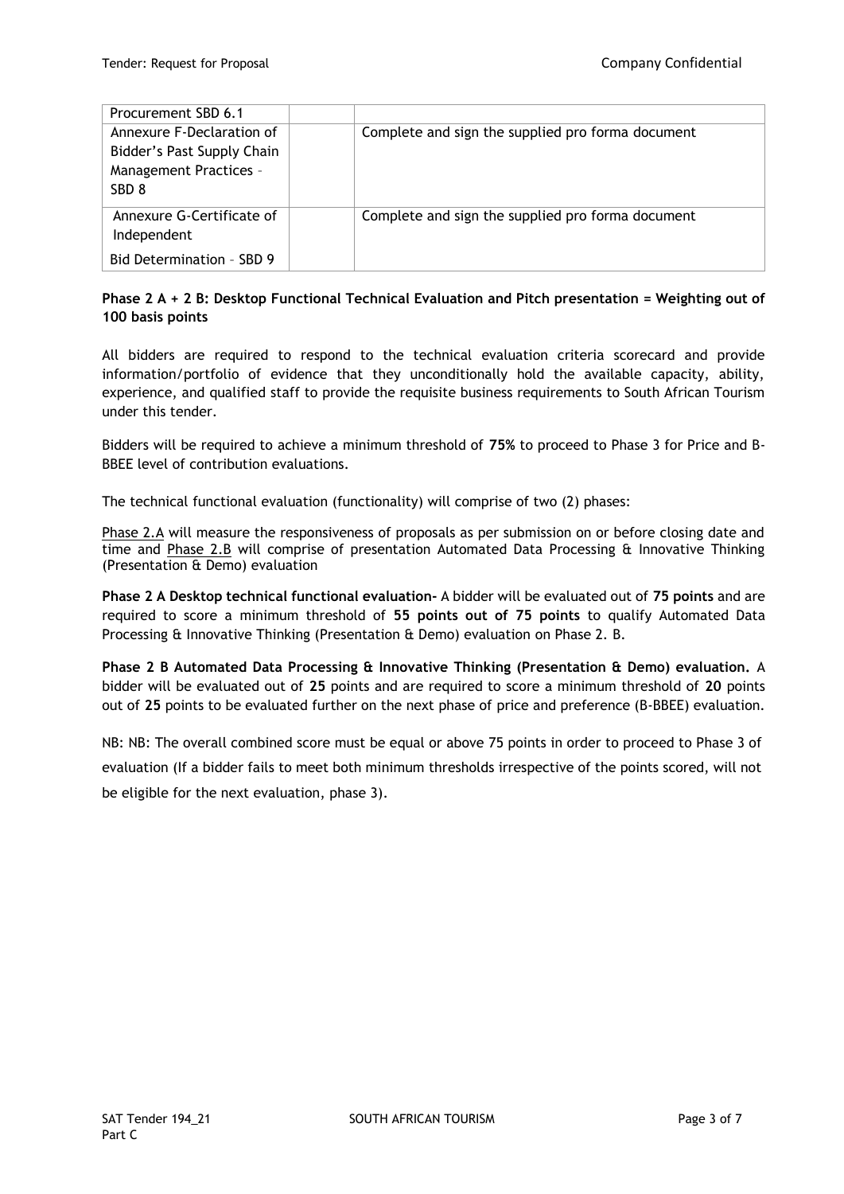| Procurement SBD 6.1 | | |
|---|---|---|
| Annexure F-Declaration of Bidder's Past Supply Chain Management Practices – SBD 8 | | Complete and sign the supplied pro forma document |
| Annexure G-Certificate of Independent Bid Determination – SBD 9 | | Complete and sign the supplied pro forma document |

**Phase 2 A + 2 B: Desktop Functional Technical Evaluation and Pitch presentation = Weighting out of 100 basis points**

All bidders are required to respond to the technical evaluation criteria scorecard and provide information/portfolio of evidence that they unconditionally hold the available capacity, ability, experience, and qualified staff to provide the requisite business requirements to South African Tourism under this tender.

Bidders will be required to achieve a minimum threshold of **75%** to proceed to Phase 3 for Price and B-BBEE level of contribution evaluations.

The technical functional evaluation (functionality) will comprise of two (2) phases:

Phase 2.A will measure the responsiveness of proposals as per submission on or before closing date and time and Phase 2.B will comprise of presentation Automated Data Processing & Innovative Thinking (Presentation & Demo) evaluation

**Phase 2 A Desktop technical functional evaluation-** A bidder will be evaluated out of **75 points** and are required to score a minimum threshold of **55 points out of 75 points** to qualify Automated Data Processing & Innovative Thinking (Presentation & Demo) evaluation on Phase 2. B.

**Phase 2 B Automated Data Processing & Innovative Thinking (Presentation & Demo) evaluation.** A bidder will be evaluated out of **25** points and are required to score a minimum threshold of **20** points out of **25** points to be evaluated further on the next phase of price and preference (B-BBEE) evaluation.

NB: NB: The overall combined score must be equal or above 75 points in order to proceed to Phase 3 of evaluation (If a bidder fails to meet both minimum thresholds irrespective of the points scored, will not be eligible for the next evaluation, phase 3).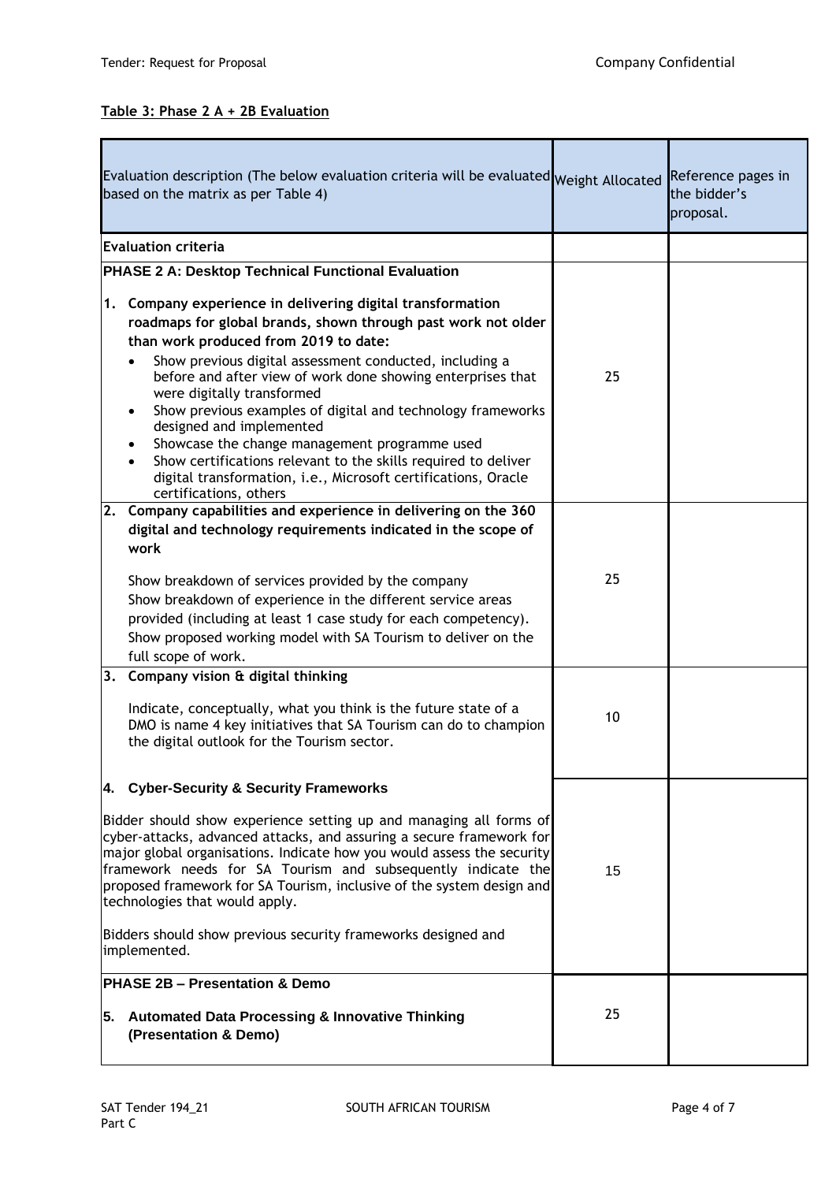**Table 3: Phase 2 A + 2B Evaluation**

| Evaluation description (The below evaluation criteria will be evaluated based on the matrix as per Table 4) | Weight Allocated | Reference pages in the bidder's proposal. |
|---|---|---|
| **Evaluation criteria** | | |
| **PHASE 2 A: Desktop Technical Functional Evaluation**<br><br>**1. Company experience in delivering digital transformation roadmaps for global brands, shown through past work not older than work produced from 2019 to date:**<br>• Show previous digital assessment conducted, including a before and after view of work done showing enterprises that were digitally transformed<br>• Show previous examples of digital and technology frameworks designed and implemented<br>• Showcase the change management programme used<br>• Show certifications relevant to the skills required to deliver digital transformation, i.e., Microsoft certifications, Oracle certifications, others | 25 | |
| **2. Company capabilities and experience in delivering on the 360 digital and technology requirements indicated in the scope of work**<br><br>Show breakdown of services provided by the company<br>Show breakdown of experience in the different service areas provided (including at least 1 case study for each competency).<br>Show proposed working model with SA Tourism to deliver on the full scope of work. | 25 | |
| **3. Company vision & digital thinking**<br><br>Indicate, conceptually, what you think is the future state of a DMO is name 4 key initiatives that SA Tourism can do to champion the digital outlook for the Tourism sector. | 10 | |
| **4. Cyber-Security & Security Frameworks**<br><br>Bidder should show experience setting up and managing all forms of cyber-attacks, advanced attacks, and assuring a secure framework for major global organisations. Indicate how you would assess the security framework needs for SA Tourism and subsequently indicate the proposed framework for SA Tourism, inclusive of the system design and technologies that would apply.<br><br>Bidders should show previous security frameworks designed and implemented. | 15 | |
| **PHASE 2B – Presentation & Demo**<br><br>**5. Automated Data Processing & Innovative Thinking (Presentation & Demo)** | 25 | |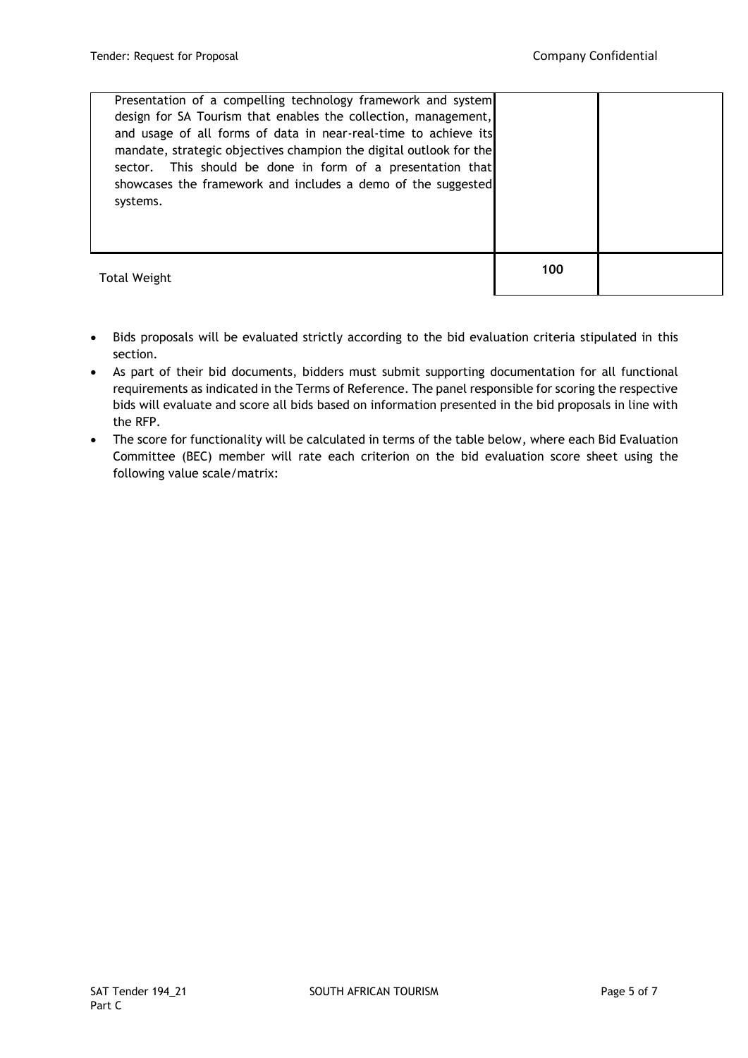| | | |
|---|---|---|
| Presentation of a compelling technology framework and system design for SA Tourism that enables the collection, management, and usage of all forms of data in near-real-time to achieve its mandate, strategic objectives champion the digital outlook for the sector. This should be done in form of a presentation that showcases the framework and includes a demo of the suggested systems. | | |
| Total Weight | **100** | |

- Bids proposals will be evaluated strictly according to the bid evaluation criteria stipulated in this section.
- As part of their bid documents, bidders must submit supporting documentation for all functional requirements as indicated in the Terms of Reference. The panel responsible for scoring the respective bids will evaluate and score all bids based on information presented in the bid proposals in line with the RFP.
- The score for functionality will be calculated in terms of the table below, where each Bid Evaluation Committee (BEC) member will rate each criterion on the bid evaluation score sheet using the following value scale/matrix: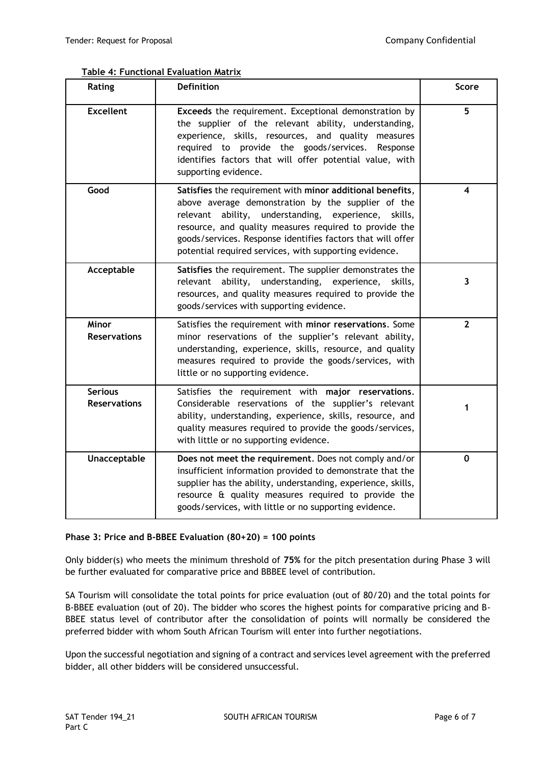**Table 4: Functional Evaluation Matrix**

| Rating | Definition | Score |
|---|---|---|
| **Excellent** | **Exceeds** the requirement. Exceptional demonstration by the supplier of the relevant ability, understanding, experience, skills, resources, and quality measures required to provide the goods/services. Response identifies factors that will offer potential value, with supporting evidence. | **5** |
| **Good** | **Satisfies** the requirement with **minor additional benefits**, above average demonstration by the supplier of the relevant ability, understanding, experience, skills, resource, and quality measures required to provide the goods/services. Response identifies factors that will offer potential required services, with supporting evidence. | **4** |
| **Acceptable** | **Satisfies** the requirement. The supplier demonstrates the relevant ability, understanding, experience, skills, resources, and quality measures required to provide the goods/services with supporting evidence. | **3** |
| **Minor Reservations** | Satisfies the requirement with **minor reservations**. Some minor reservations of the supplier's relevant ability, understanding, experience, skills, resource, and quality measures required to provide the goods/services, with little or no supporting evidence. | **2** |
| **Serious Reservations** | Satisfies the requirement with **major reservations**. Considerable reservations of the supplier's relevant ability, understanding, experience, skills, resource, and quality measures required to provide the goods/services, with little or no supporting evidence. | **1** |
| **Unacceptable** | **Does not meet the requirement**. Does not comply and/or insufficient information provided to demonstrate that the supplier has the ability, understanding, experience, skills, resource & quality measures required to provide the goods/services, with little or no supporting evidence. | **0** |

**Phase 3: Price and B-BBEE Evaluation (80+20) = 100 points**

Only bidder(s) who meets the minimum threshold of **75%** for the pitch presentation during Phase 3 will be further evaluated for comparative price and BBBEE level of contribution.

SA Tourism will consolidate the total points for price evaluation (out of 80/20) and the total points for B-BBEE evaluation (out of 20). The bidder who scores the highest points for comparative pricing and B-BBEE status level of contributor after the consolidation of points will normally be considered the preferred bidder with whom South African Tourism will enter into further negotiations.

Upon the successful negotiation and signing of a contract and services level agreement with the preferred bidder, all other bidders will be considered unsuccessful.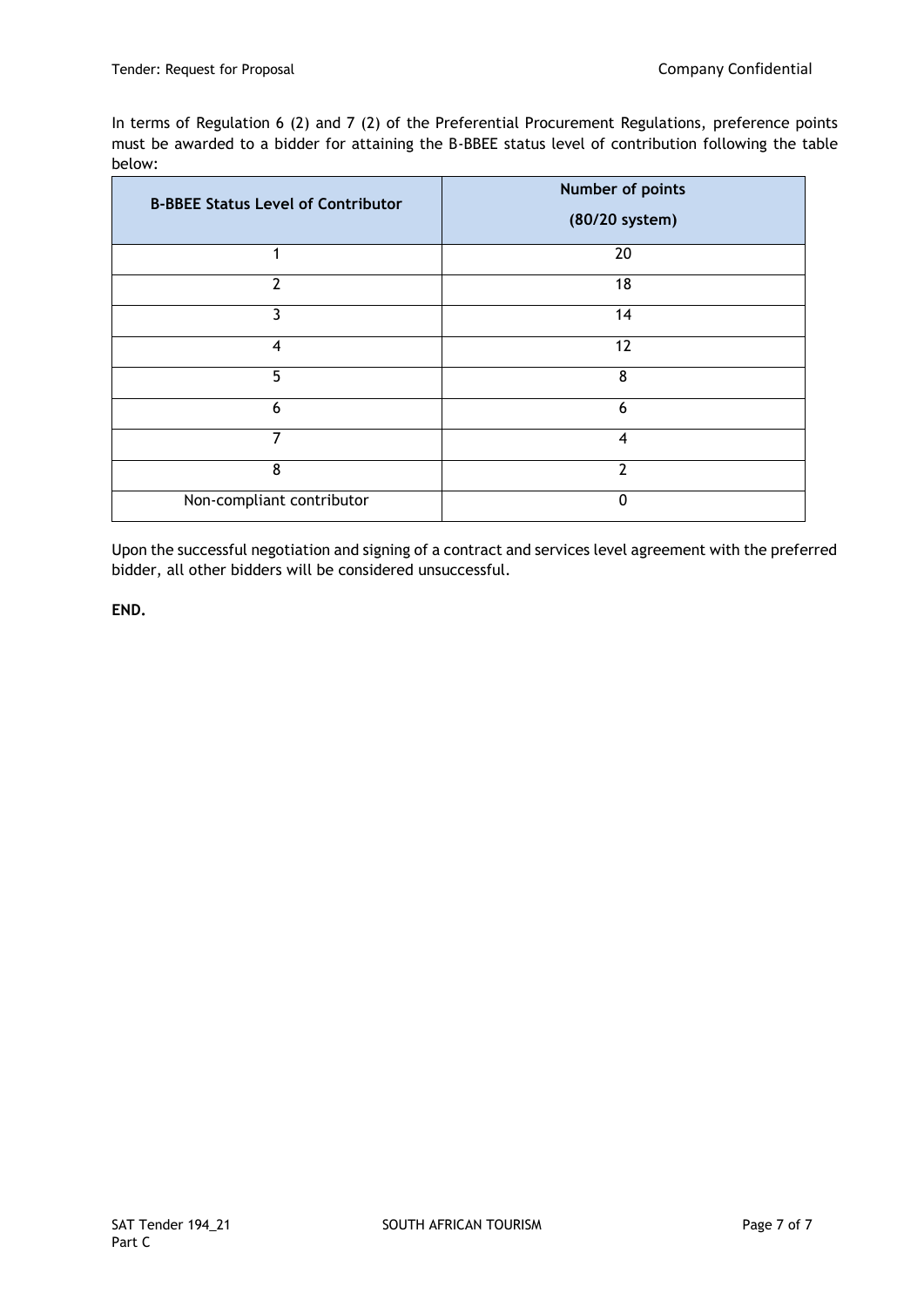In terms of Regulation 6 (2) and 7 (2) of the Preferential Procurement Regulations, preference points must be awarded to a bidder for attaining the B-BBEE status level of contribution following the table below:

| B-BBEE Status Level of Contributor | Number of points (80/20 system) |
|---|---|
| 1 | 20 |
| 2 | 18 |
| 3 | 14 |
| 4 | 12 |
| 5 | 8 |
| 6 | 6 |
| 7 | 4 |
| 8 | 2 |
| Non-compliant contributor | 0 |

Upon the successful negotiation and signing of a contract and services level agreement with the preferred bidder, all other bidders will be considered unsuccessful.

**END.**